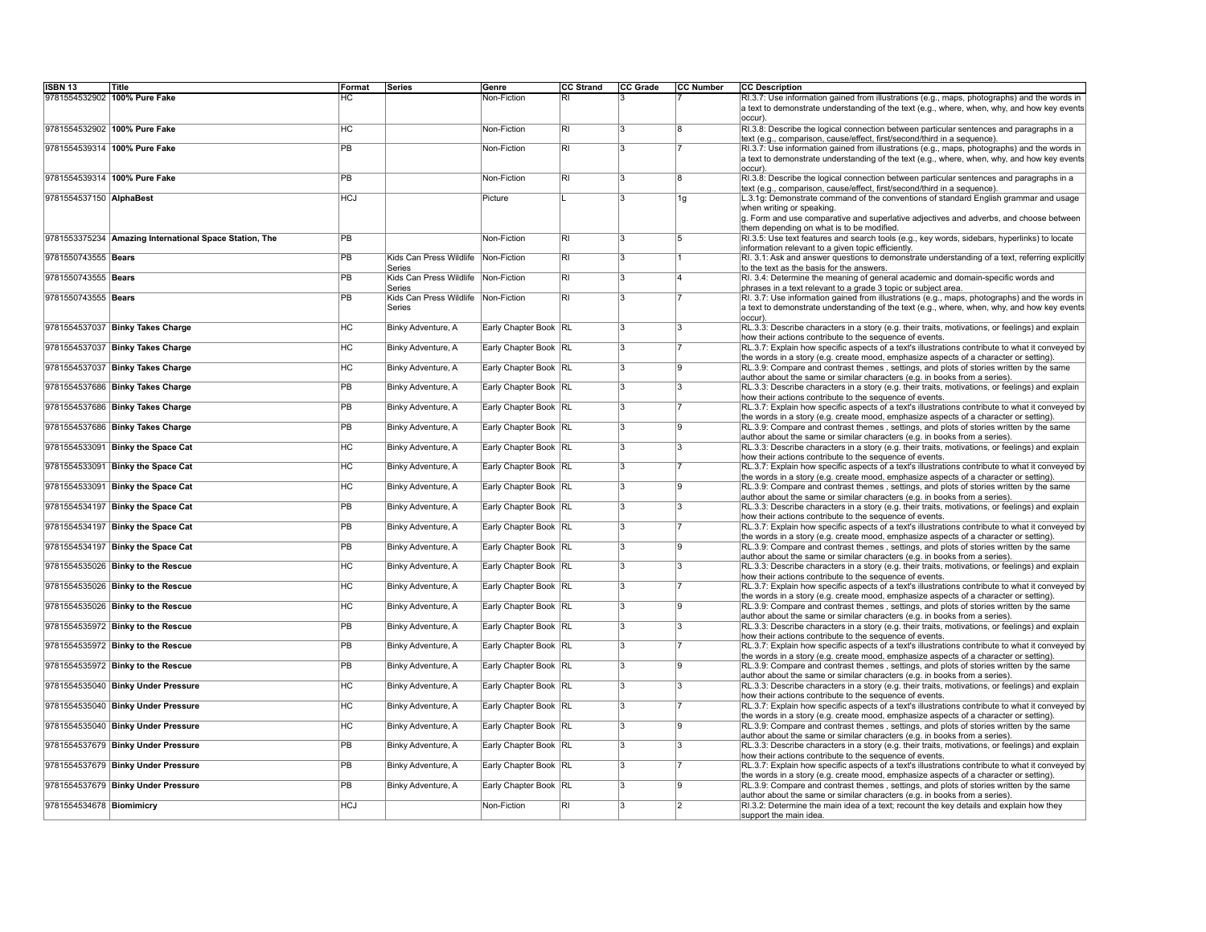| ISBN 13 | Title | Format | Series | Genre | CC Strand | CC Grade | CC Number | CC Description |
|---|---|---|---|---|---|---|---|---|
| 9781554532902 | **100% Pure Fake** | HC | | Non-Fiction | RI | 3 | 7 | RI.3.7: Use information gained from illustrations (e.g., maps, photographs) and the words in a text to demonstrate understanding of the text (e.g., where, when, why, and how key events occur). |
| 9781554532902 | **100% Pure Fake** | HC | | Non-Fiction | RI | 3 | 8 | RI.3.8: Describe the logical connection between particular sentences and paragraphs in a text (e.g., comparison, cause/effect, first/second/third in a sequence). |
| 9781554539314 | **100% Pure Fake** | PB | | Non-Fiction | RI | 3 | 7 | RI.3.7: Use information gained from illustrations (e.g., maps, photographs) and the words in a text to demonstrate understanding of the text (e.g., where, when, why, and how key events occur). |
| 9781554539314 | **100% Pure Fake** | PB | | Non-Fiction | RI | 3 | 8 | RI.3.8: Describe the logical connection between particular sentences and paragraphs in a text (e.g., comparison, cause/effect, first/second/third in a sequence). |
| 9781554537150 | **AlphaBest** | HCJ | | Picture | L | 3 | 1g | L.3.1g: Demonstrate command of the conventions of standard English grammar and usage when writing or speaking. g. Form and use comparative and superlative adjectives and adverbs, and choose between them depending on what is to be modified. |
| 9781553375234 | **Amazing International Space Station, The** | PB | | Non-Fiction | RI | 3 | 5 | RI.3.5: Use text features and search tools (e.g., key words, sidebars, hyperlinks) to locate information relevant to a given topic efficiently. |
| 9781550743555 | **Bears** | PB | Kids Can Press Wildlife Series | Non-Fiction | RI | 3 | 1 | RI. 3.1: Ask and answer questions to demonstrate understanding of a text, referring explicitly to the text as the basis for the answers. |
| 9781550743555 | **Bears** | PB | Kids Can Press Wildlife Series | Non-Fiction | RI | 3 | 4 | RI. 3.4: Determine the meaning of general academic and domain-specific words and phrases in a text relevant to a grade 3 topic or subject area. |
| 9781550743555 | **Bears** | PB | Kids Can Press Wildlife Series | Non-Fiction | RI | 3 | 7 | RI. 3.7: Use information gained from illustrations (e.g., maps, photographs) and the words in a text to demonstrate understanding of the text (e.g., where, when, why, and how key events occur). |
| 9781554537037 | **Binky Takes Charge** | HC | Binky Adventure, A | Early Chapter Book | RL | 3 | 3 | RL.3.3: Describe characters in a story (e.g. their traits, motivations, or feelings) and explain how their actions contribute to the sequence of events. |
| 9781554537037 | **Binky Takes Charge** | HC | Binky Adventure, A | Early Chapter Book | RL | 3 | 7 | RL.3.7: Explain how specific aspects of a text's illustrations contribute to what it conveyed by the words in a story (e.g. create mood, emphasize aspects of a character or setting). |
| 9781554537037 | **Binky Takes Charge** | HC | Binky Adventure, A | Early Chapter Book | RL | 3 | 9 | RL.3.9: Compare and contrast themes , settings, and plots of stories written by the same author about the same or similar characters (e.g. in books from a series). |
| 9781554537686 | **Binky Takes Charge** | PB | Binky Adventure, A | Early Chapter Book | RL | 3 | 3 | RL.3.3: Describe characters in a story (e.g. their traits, motivations, or feelings) and explain how their actions contribute to the sequence of events. |
| 9781554537686 | **Binky Takes Charge** | PB | Binky Adventure, A | Early Chapter Book | RL | 3 | 7 | RL.3.7: Explain how specific aspects of a text's illustrations contribute to what it conveyed by the words in a story (e.g. create mood, emphasize aspects of a character or setting). |
| 9781554537686 | **Binky Takes Charge** | PB | Binky Adventure, A | Early Chapter Book | RL | 3 | 9 | RL.3.9: Compare and contrast themes , settings, and plots of stories written by the same author about the same or similar characters (e.g. in books from a series). |
| 9781554533091 | **Binky the Space Cat** | HC | Binky Adventure, A | Early Chapter Book | RL | 3 | 3 | RL.3.3: Describe characters in a story (e.g. their traits, motivations, or feelings) and explain how their actions contribute to the sequence of events. |
| 9781554533091 | **Binky the Space Cat** | HC | Binky Adventure, A | Early Chapter Book | RL | 3 | 7 | RL.3.7: Explain how specific aspects of a text's illustrations contribute to what it conveyed by the words in a story (e.g. create mood, emphasize aspects of a character or setting). |
| 9781554533091 | **Binky the Space Cat** | HC | Binky Adventure, A | Early Chapter Book | RL | 3 | 9 | RL.3.9: Compare and contrast themes , settings, and plots of stories written by the same author about the same or similar characters (e.g. in books from a series). |
| 9781554534197 | **Binky the Space Cat** | PB | Binky Adventure, A | Early Chapter Book | RL | 3 | 3 | RL.3.3: Describe characters in a story (e.g. their traits, motivations, or feelings) and explain how their actions contribute to the sequence of events. |
| 9781554534197 | **Binky the Space Cat** | PB | Binky Adventure, A | Early Chapter Book | RL | 3 | 7 | RL.3.7: Explain how specific aspects of a text's illustrations contribute to what it conveyed by the words in a story (e.g. create mood, emphasize aspects of a character or setting). |
| 9781554534197 | **Binky the Space Cat** | PB | Binky Adventure, A | Early Chapter Book | RL | 3 | 9 | RL.3.9: Compare and contrast themes , settings, and plots of stories written by the same author about the same or similar characters (e.g. in books from a series). |
| 9781554535026 | **Binky to the Rescue** | HC | Binky Adventure, A | Early Chapter Book | RL | 3 | 3 | RL.3.3: Describe characters in a story (e.g. their traits, motivations, or feelings) and explain how their actions contribute to the sequence of events. |
| 9781554535026 | **Binky to the Rescue** | HC | Binky Adventure, A | Early Chapter Book | RL | 3 | 7 | RL.3.7: Explain how specific aspects of a text's illustrations contribute to what it conveyed by the words in a story (e.g. create mood, emphasize aspects of a character or setting). |
| 9781554535026 | **Binky to the Rescue** | HC | Binky Adventure, A | Early Chapter Book | RL | 3 | 9 | RL.3.9: Compare and contrast themes , settings, and plots of stories written by the same author about the same or similar characters (e.g. in books from a series). |
| 9781554535972 | **Binky to the Rescue** | PB | Binky Adventure, A | Early Chapter Book | RL | 3 | 3 | RL.3.3: Describe characters in a story (e.g. their traits, motivations, or feelings) and explain how their actions contribute to the sequence of events. |
| 9781554535972 | **Binky to the Rescue** | PB | Binky Adventure, A | Early Chapter Book | RL | 3 | 7 | RL.3.7: Explain how specific aspects of a text's illustrations contribute to what it conveyed by the words in a story (e.g. create mood, emphasize aspects of a character or setting). |
| 9781554535972 | **Binky to the Rescue** | PB | Binky Adventure, A | Early Chapter Book | RL | 3 | 9 | RL.3.9: Compare and contrast themes , settings, and plots of stories written by the same author about the same or similar characters (e.g. in books from a series). |
| 9781554535040 | **Binky Under Pressure** | HC | Binky Adventure, A | Early Chapter Book | RL | 3 | 3 | RL.3.3: Describe characters in a story (e.g. their traits, motivations, or feelings) and explain how their actions contribute to the sequence of events. |
| 9781554535040 | **Binky Under Pressure** | HC | Binky Adventure, A | Early Chapter Book | RL | 3 | 7 | RL.3.7: Explain how specific aspects of a text's illustrations contribute to what it conveyed by the words in a story (e.g. create mood, emphasize aspects of a character or setting). |
| 9781554535040 | **Binky Under Pressure** | HC | Binky Adventure, A | Early Chapter Book | RL | 3 | 9 | RL.3.9: Compare and contrast themes , settings, and plots of stories written by the same author about the same or similar characters (e.g. in books from a series). |
| 9781554537679 | **Binky Under Pressure** | PB | Binky Adventure, A | Early Chapter Book | RL | 3 | 3 | RL.3.3: Describe characters in a story (e.g. their traits, motivations, or feelings) and explain how their actions contribute to the sequence of events. |
| 9781554537679 | **Binky Under Pressure** | PB | Binky Adventure, A | Early Chapter Book | RL | 3 | 7 | RL.3.7: Explain how specific aspects of a text's illustrations contribute to what it conveyed by the words in a story (e.g. create mood, emphasize aspects of a character or setting). |
| 9781554537679 | **Binky Under Pressure** | PB | Binky Adventure, A | Early Chapter Book | RL | 3 | 9 | RL.3.9: Compare and contrast themes , settings, and plots of stories written by the same author about the same or similar characters (e.g. in books from a series). |
| 9781554534678 | **Biomimicry** | HCJ | | Non-Fiction | RI | 3 | 2 | RI.3.2: Determine the main idea of a text; recount the key details and explain how they support the main idea. |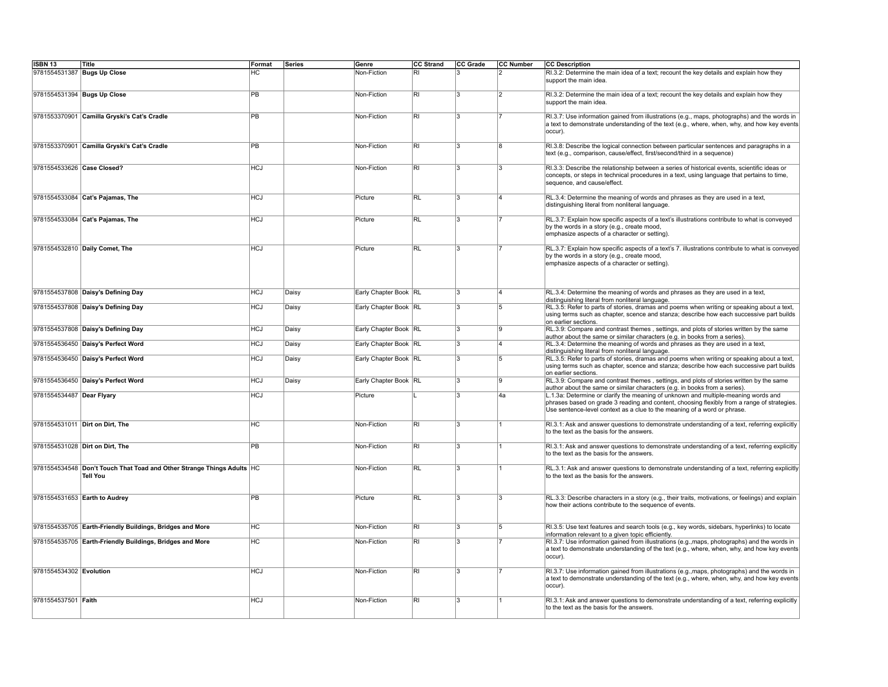| ISBN 13 | Title | Format | Series | Genre | CC Strand | CC Grade | CC Number | CC Description |
|---|---|---|---|---|---|---|---|---|
| 9781554531387 | **Bugs Up Close** | HC | | Non-Fiction | RI | 3 | 2 | RI.3.2: Determine the main idea of a text; recount the key details and explain how they support the main idea. |
| 9781554531394 | **Bugs Up Close** | PB | | Non-Fiction | RI | 3 | 2 | RI.3.2: Determine the main idea of a text; recount the key details and explain how they support the main idea. |
| 9781553370901 | **Camilla Gryski's Cat's Cradle** | PB | | Non-Fiction | RI | 3 | 7 | RI.3.7: Use information gained from illustrations (e.g., maps, photographs) and the words in a text to demonstrate understanding of the text (e.g., where, when, why, and how key events occur). |
| 9781553370901 | **Camilla Gryski's Cat's Cradle** | PB | | Non-Fiction | RI | 3 | 8 | RI.3.8: Describe the logical connection between particular sentences and paragraphs in a text (e.g., comparison, cause/effect, first/second/third in a sequence) |
| 9781554533626 | **Case Closed?** | HCJ | | Non-Fiction | RI | 3 | 3 | RI.3.3: Describe the relationship between a series of historical events, scientific ideas or concepts, or steps in technical procedures in a text, using language that pertains to time, sequence, and cause/effect. |
| 9781554533084 | **Cat's Pajamas, The** | HCJ | | Picture | RL | 3 | 4 | RL.3.4: Determine the meaning of words and phrases as they are used in a text, distinguishing literal from nonliteral language. |
| 9781554533084 | **Cat's Pajamas, The** | HCJ | | Picture | RL | 3 | 7 | RL.3.7: Explain how specific aspects of a text's illustrations contribute to what is conveyed by the words in a story (e.g., create mood, emphasize aspects of a character or setting). |
| 9781554532810 | **Daily Comet, The** | HCJ | | Picture | RL | 3 | 7 | RL.3.7: Explain how specific aspects of a text's 7. illustrations contribute to what is conveyed by the words in a story (e.g., create mood, emphasize aspects of a character or setting). |
| 9781554537808 | **Daisy's Defining Day** | HCJ | Daisy | Early Chapter Book | RL | 3 | 4 | RL.3.4: Determine the meaning of words and phrases as they are used in a text, distinguishing literal from nonliteral language. |
| 9781554537808 | **Daisy's Defining Day** | HCJ | Daisy | Early Chapter Book | RL | 3 | 5 | RL.3.5: Refer to parts of stories, dramas and poems when writing or speaking about a text, using terms such as chapter, scence and stanza; describe how each successive part builds on earlier sections. |
| 9781554537808 | **Daisy's Defining Day** | HCJ | Daisy | Early Chapter Book | RL | 3 | 9 | RL.3.9: Compare and contrast themes , settings, and plots of stories written by the same author about the same or similar characters (e.g. in books from a series). |
| 9781554536450 | **Daisy's Perfect Word** | HCJ | Daisy | Early Chapter Book | RL | 3 | 4 | RL.3.4: Determine the meaning of words and phrases as they are used in a text, distinguishing literal from nonliteral language. |
| 9781554536450 | **Daisy's Perfect Word** | HCJ | Daisy | Early Chapter Book | RL | 3 | 5 | RL.3.5: Refer to parts of stories, dramas and poems when writing or speaking about a text, using terms such as chapter, scence and stanza; describe how each successive part builds on earlier sections. |
| 9781554536450 | **Daisy's Perfect Word** | HCJ | Daisy | Early Chapter Book | RL | 3 | 9 | RL.3.9: Compare and contrast themes , settings, and plots of stories written by the same author about the same or similar characters (e.g. in books from a series). |
| 9781554534487 | **Dear Flyary** | HCJ | | Picture | L | 3 | 4a | L.1.3a: Determine or clarify the meaning of unknown and multiple-meaning words and phrases based on grade 3 reading and content, choosing flexibly from a range of strategies. Use sentence-level context as a clue to the meaning of a word or phrase. |
| 9781554531011 | **Dirt on Dirt, The** | HC | | Non-Fiction | RI | 3 | 1 | RI.3.1: Ask and answer questions to demonstrate understanding of a text, referring explicitly to the text as the basis for the answers. |
| 9781554531028 | **Dirt on Dirt, The** | PB | | Non-Fiction | RI | 3 | 1 | RI.3.1: Ask and answer questions to demonstrate understanding of a text, referring explicitly to the text as the basis for the answers. |
| 9781554534548 | **Don't Touch That Toad and Other Strange Things Adults Tell You** | HC | | Non-Fiction | RL | 3 | 1 | RL.3.1: Ask and answer questions to demonstrate understanding of a text, referring explicitly to the text as the basis for the answers. |
| 9781554531653 | **Earth to Audrey** | PB | | Picture | RL | 3 | 3 | RL.3.3: Describe characters in a story (e.g., their traits, motivations, or feelings) and explain how their actions contribute to the sequence of events. |
| 9781554535705 | **Earth-Friendly Buildings, Bridges and More** | HC | | Non-Fiction | RI | 3 | 5 | RI.3.5: Use text features and search tools (e.g., key words, sidebars, hyperlinks) to locate information relevant to a given topic efficiently. |
| 9781554535705 | **Earth-Friendly Buildings, Bridges and More** | HC | | Non-Fiction | RI | 3 | 7 | RI.3.7: Use information gained from illustrations (e.g.,maps, photographs) and the words in a text to demonstrate understanding of the text (e.g., where, when, why, and how key events occur). |
| 9781554534302 | **Evolution** | HCJ | | Non-Fiction | RI | 3 | 7 | RI.3.7: Use information gained from illustrations (e.g.,maps, photographs) and the words in a text to demonstrate understanding of the text (e.g., where, when, why, and how key events occur). |
| 9781554537501 | **Faith** | HCJ | | Non-Fiction | RI | 3 | 1 | RI.3.1: Ask and answer questions to demonstrate understanding of a text, referring explicitly to the text as the basis for the answers. |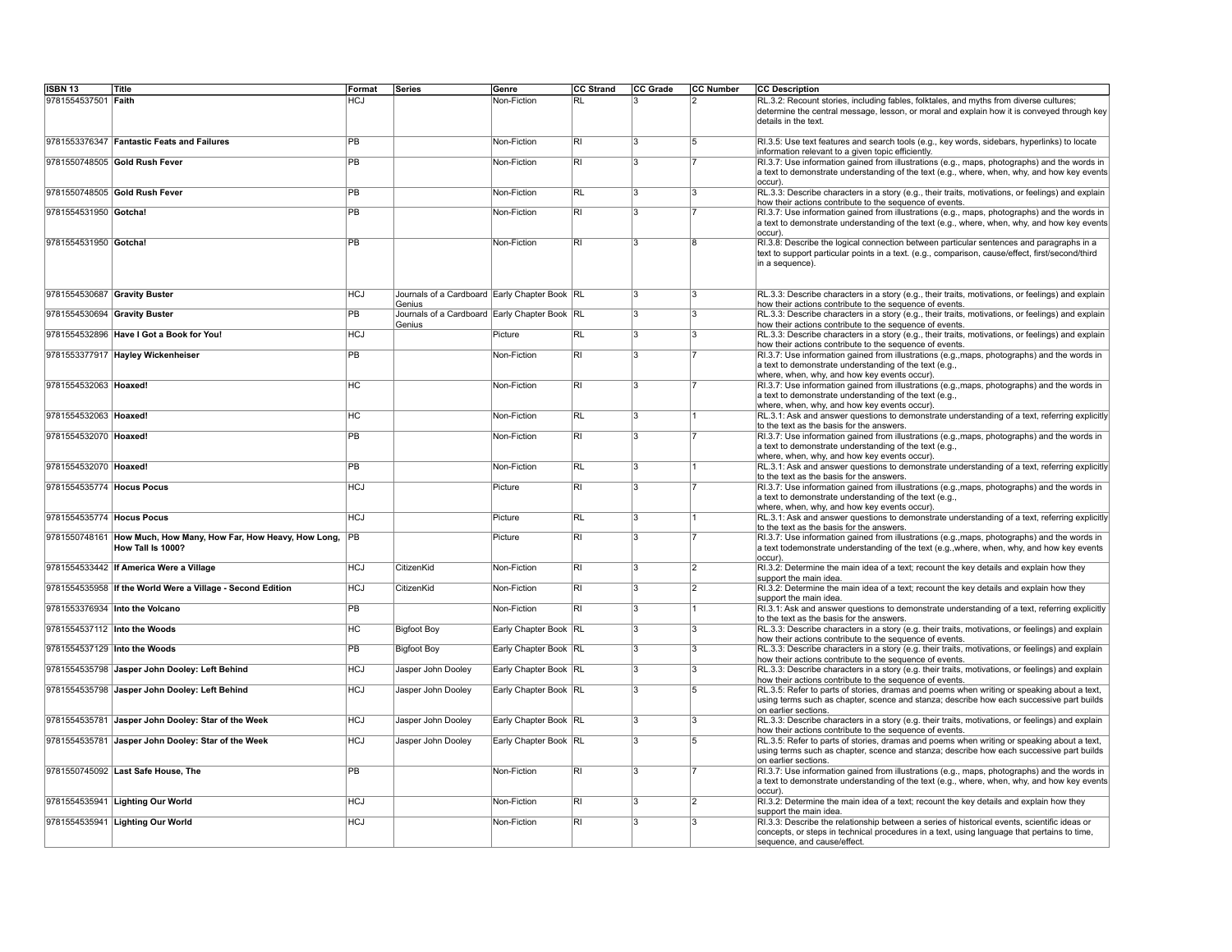| ISBN 13 | Title | Format | Series | Genre | CC Strand | CC Grade | CC Number | CC Description |
|---|---|---|---|---|---|---|---|---|
| 9781554537501 | **Faith** | HCJ | | Non-Fiction | RL | 3 | 2 | RL.3.2: Recount stories, including fables, folktales, and myths from diverse cultures; determine the central message, lesson, or moral and explain how it is conveyed through key details in the text. |
| 9781553376347 | **Fantastic Feats and Failures** | PB | | Non-Fiction | RI | 3 | 5 | RI.3.5: Use text features and search tools (e.g., key words, sidebars, hyperlinks) to locate information relevant to a given topic efficiently. |
| 9781550748505 | **Gold Rush Fever** | PB | | Non-Fiction | RI | 3 | 7 | RI.3.7: Use information gained from illustrations (e.g., maps, photographs) and the words in a text to demonstrate understanding of the text (e.g., where, when, why, and how key events occur). |
| 9781550748505 | **Gold Rush Fever** | PB | | Non-Fiction | RL | 3 | 3 | RL.3.3: Describe characters in a story (e.g., their traits, motivations, or feelings) and explain how their actions contribute to the sequence of events. |
| 9781554531950 | **Gotcha!** | PB | | Non-Fiction | RI | 3 | 7 | RI.3.7: Use information gained from illustrations (e.g., maps, photographs) and the words in a text to demonstrate understanding of the text (e.g., where, when, why, and how key events occur). |
| 9781554531950 | **Gotcha!** | PB | | Non-Fiction | RI | 3 | 8 | RI.3.8: Describe the logical connection between particular sentences and paragraphs in a text to support particular points in a text. (e.g., comparison, cause/effect, first/second/third in a sequence). |
| 9781554530687 | **Gravity Buster** | HCJ | Journals of a Cardboard Genius | Early Chapter Book | RL | 3 | 3 | RL.3.3: Describe characters in a story (e.g., their traits, motivations, or feelings) and explain how their actions contribute to the sequence of events. |
| 9781554530694 | **Gravity Buster** | PB | Journals of a Cardboard Genius | Early Chapter Book | RL | 3 | 3 | RL.3.3: Describe characters in a story (e.g., their traits, motivations, or feelings) and explain how their actions contribute to the sequence of events. |
| 9781554532896 | **Have I Got a Book for You!** | HCJ | | Picture | RL | 3 | 3 | RL.3.3: Describe characters in a story (e.g., their traits, motivations, or feelings) and explain how their actions contribute to the sequence of events. |
| 9781553377917 | **Hayley Wickenheiser** | PB | | Non-Fiction | RI | 3 | 7 | RI.3.7: Use information gained from illustrations (e.g.,maps, photographs) and the words in a text to demonstrate understanding of the text (e.g., where, when, why, and how key events occur). |
| 9781554532063 | **Hoaxed!** | HC | | Non-Fiction | RI | 3 | 7 | RI.3.7: Use information gained from illustrations (e.g.,maps, photographs) and the words in a text to demonstrate understanding of the text (e.g., where, when, why, and how key events occur). |
| 9781554532063 | **Hoaxed!** | HC | | Non-Fiction | RL | 3 | 1 | RL.3.1: Ask and answer questions to demonstrate understanding of a text, referring explicitly to the text as the basis for the answers. |
| 9781554532070 | **Hoaxed!** | PB | | Non-Fiction | RI | 3 | 7 | RI.3.7: Use information gained from illustrations (e.g.,maps, photographs) and the words in a text to demonstrate understanding of the text (e.g., where, when, why, and how key events occur). |
| 9781554532070 | **Hoaxed!** | PB | | Non-Fiction | RL | 3 | 1 | RL.3.1: Ask and answer questions to demonstrate understanding of a text, referring explicitly to the text as the basis for the answers. |
| 9781554535774 | **Hocus Pocus** | HCJ | | Picture | RI | 3 | 7 | RI.3.7: Use information gained from illustrations (e.g.,maps, photographs) and the words in a text to demonstrate understanding of the text (e.g., where, when, why, and how key events occur). |
| 9781554535774 | **Hocus Pocus** | HCJ | | Picture | RL | 3 | 1 | RL.3.1: Ask and answer questions to demonstrate understanding of a text, referring explicitly to the text as the basis for the answers. |
| 9781550748161 | **How Much, How Many, How Far, How Heavy, How Long, How Tall Is 1000?** | PB | | Picture | RI | 3 | 7 | RI.3.7: Use information gained from illustrations (e.g.,maps, photographs) and the words in a text todemonstrate understanding of the text (e.g.,where, when, why, and how key events occur). |
| 9781554533442 | **If America Were a Village** | HCJ | CitizenKid | Non-Fiction | RI | 3 | 2 | RI.3.2: Determine the main idea of a text; recount the key details and explain how they support the main idea. |
| 9781554535958 | **If the World Were a Village - Second Edition** | HCJ | CitizenKid | Non-Fiction | RI | 3 | 2 | RI.3.2: Determine the main idea of a text; recount the key details and explain how they support the main idea. |
| 9781553376934 | **Into the Volcano** | PB | | Non-Fiction | RI | 3 | 1 | RI.3.1: Ask and answer questions to demonstrate understanding of a text, referring explicitly to the text as the basis for the answers. |
| 9781554537112 | **Into the Woods** | HC | Bigfoot Boy | Early Chapter Book | RL | 3 | 3 | RL.3.3: Describe characters in a story (e.g. their traits, motivations, or feelings) and explain how their actions contribute to the sequence of events. |
| 9781554537129 | **Into the Woods** | PB | Bigfoot Boy | Early Chapter Book | RL | 3 | 3 | RL.3.3: Describe characters in a story (e.g. their traits, motivations, or feelings) and explain how their actions contribute to the sequence of events. |
| 9781554535798 | **Jasper John Dooley: Left Behind** | HCJ | Jasper John Dooley | Early Chapter Book | RL | 3 | 3 | RL.3.3: Describe characters in a story (e.g. their traits, motivations, or feelings) and explain how their actions contribute to the sequence of events. |
| 9781554535798 | **Jasper John Dooley: Left Behind** | HCJ | Jasper John Dooley | Early Chapter Book | RL | 3 | 5 | RL.3.5: Refer to parts of stories, dramas and poems when writing or speaking about a text, using terms such as chapter, scence and stanza; describe how each successive part builds on earlier sections. |
| 9781554535781 | **Jasper John Dooley: Star of the Week** | HCJ | Jasper John Dooley | Early Chapter Book | RL | 3 | 3 | RL.3.3: Describe characters in a story (e.g. their traits, motivations, or feelings) and explain how their actions contribute to the sequence of events. |
| 9781554535781 | **Jasper John Dooley: Star of the Week** | HCJ | Jasper John Dooley | Early Chapter Book | RL | 3 | 5 | RL.3.5: Refer to parts of stories, dramas and poems when writing or speaking about a text, using terms such as chapter, scence and stanza; describe how each successive part builds on earlier sections. |
| 9781550745092 | **Last Safe House, The** | PB | | Non-Fiction | RI | 3 | 7 | RI.3.7: Use information gained from illustrations (e.g., maps, photographs) and the words in a text to demonstrate understanding of the text (e.g., where, when, why, and how key events occur). |
| 9781554535941 | **Lighting Our World** | HCJ | | Non-Fiction | RI | 3 | 2 | RI.3.2: Determine the main idea of a text; recount the key details and explain how they support the main idea. |
| 9781554535941 | **Lighting Our World** | HCJ | | Non-Fiction | RI | 3 | 3 | RI.3.3: Describe the relationship between a series of historical events, scientific ideas or concepts, or steps in technical procedures in a text, using language that pertains to time, sequence, and cause/effect. |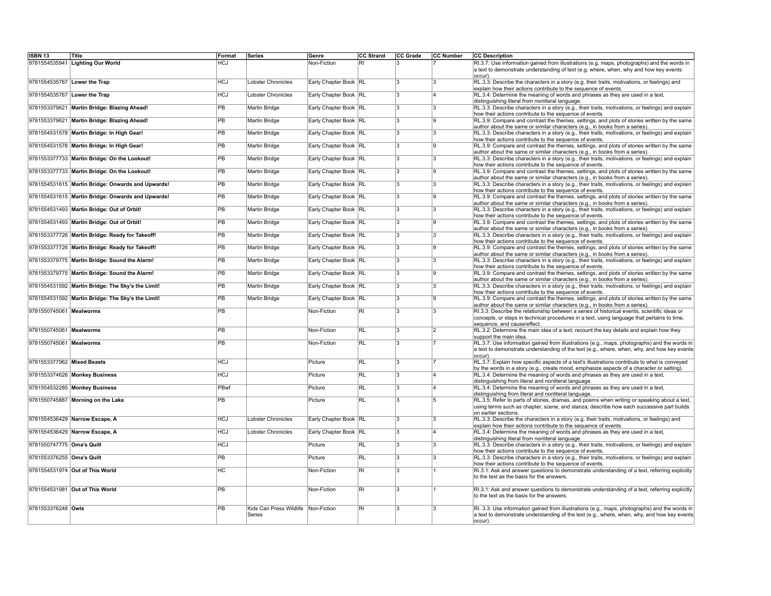| ISBN 13 | Title | Format | Series | Genre | CC Strand | CC Grade | CC Number | CC Description |
|---|---|---|---|---|---|---|---|---|
| 9781554535941 | **Lighting Our World** | HCJ | | Non-Fiction | RI | 3 | 7 | RI.3.7: Use information gained from illustrations (e.g. maps, photographs) and the words in a text to demonstrate understanding of text (e.g. where, when, why and how key events occur). |
| 9781554535767 | **Lower the Trap** | HCJ | Lobster Chronicles | Early Chapter Book | RL | 3 | 3 | RL.3.3: Describe the characters in a story (e.g. their traits, motivations, or feelings) and explain how their actions contribute to the sequence of events. |
| 9781554535767 | **Lower the Trap** | HCJ | Lobster Chronicles | Early Chapter Book | RL | 3 | 4 | RL.3.4: Determine the meaning of words and phrases as they are used in a text, distinguishing literal from nonliteral language. |
| 9781553379621 | **Martin Bridge: Blazing Ahead!** | PB | Martin Bridge | Early Chapter Book | RL | 3 | 3 | RL.3.3: Describe characters in a story (e.g., their traits, motivations, or feelings) and explain how their actions contribute to the sequence of events. |
| 9781553379621 | **Martin Bridge: Blazing Ahead!** | PB | Martin Bridge | Early Chapter Book | RL | 3 | 9 | RL.3.9: Compare and contrast the themes, settings, and plots of stories written by the same author about the same or similar characters (e.g., in books from a series). |
| 9781554531578 | **Martin Bridge: In High Gear!** | PB | Martin Bridge | Early Chapter Book | RL | 3 | 3 | RL.3.3: Describe characters in a story (e.g., their traits, motivations, or feelings) and explain how their actions contribute to the sequence of events. |
| 9781554531578 | **Martin Bridge: In High Gear!** | PB | Martin Bridge | Early Chapter Book | RL | 3 | 9 | RL.3.9: Compare and contrast the themes, settings, and plots of stories written by the same author about the same or similar characters (e.g., in books from a series). |
| 9781553377733 | **Martin Bridge: On the Lookout!** | PB | Martin Bridge | Early Chapter Book | RL | 3 | 3 | RL.3.3: Describe characters in a story (e.g., their traits, motivations, or feelings) and explain how their actions contribute to the sequence of events. |
| 9781553377733 | **Martin Bridge: On the Lookout!** | PB | Martin Bridge | Early Chapter Book | RL | 3 | 9 | RL.3.9: Compare and contrast the themes, settings, and plots of stories written by the same author about the same or similar characters (e.g., in books from a series). |
| 9781554531615 | **Martin Bridge: Onwards and Upwards!** | PB | Martin Bridge | Early Chapter Book | RL | 3 | 3 | RL.3.3: Describe characters in a story (e.g., their traits, motivations, or feelings) and explain how their actions contribute to the sequence of events. |
| 9781554531615 | **Martin Bridge: Onwards and Upwards!** | PB | Martin Bridge | Early Chapter Book | RL | 3 | 9 | RL.3.9: Compare and contrast the themes, settings, and plots of stories written by the same author about the same or similar characters (e.g., in books from a series). |
| 9781554531493 | **Martin Bridge: Out of Orbit!** | PB | Martin Bridge | Early Chapter Book | RL | 3 | 3 | RL.3.3: Describe characters in a story (e.g., their traits, motivations, or feelings) and explain how their actions contribute to the sequence of events. |
| 9781554531493 | **Martin Bridge: Out of Orbit!** | PB | Martin Bridge | Early Chapter Book | RL | 3 | 9 | RL.3.9: Compare and contrast the themes, settings, and plots of stories written by the same author about the same or similar characters (e.g., in books from a series). |
| 9781553377726 | **Martin Bridge: Ready for Takeoff!** | PB | Martin Bridge | Early Chapter Book | RL | 3 | 3 | RL.3.3: Describe characters in a story (e.g., their traits, motivations, or feelings) and explain how their actions contribute to the sequence of events. |
| 9781553377726 | **Martin Bridge: Ready for Takeoff!** | PB | Martin Bridge | Early Chapter Book | RL | 3 | 9 | RL.3.9: Compare and contrast the themes, settings, and plots of stories written by the same author about the same or similar characters (e.g., in books from a series). |
| 9781553379775 | **Martin Bridge: Sound the Alarm!** | PB | Martin Bridge | Early Chapter Book | RL | 3 | 3 | RL.3.3: Describe characters in a story (e.g., their traits, motivations, or feelings) and explain how their actions contribute to the sequence of events. |
| 9781553379775 | **Martin Bridge: Sound the Alarm!** | PB | Martin Bridge | Early Chapter Book | RL | 3 | 9 | RL.3.9: Compare and contrast the themes, settings, and plots of stories written by the same author about the same or similar characters (e.g., in books from a series). |
| 9781554531592 | **Martin Bridge: The Sky's the Limit!** | PB | Martin Bridge | Early Chapter Book | RL | 3 | 3 | RL.3.3: Describe characters in a story (e.g., their traits, motivations, or feelings) and explain how their actions contribute to the sequence of events. |
| 9781554531592 | **Martin Bridge: The Sky's the Limit!** | PB | Martin Bridge | Early Chapter Book | RL | 3 | 9 | RL.3.9: Compare and contrast the themes, settings, and plots of stories written by the same author about the same or similar characters (e.g., in books from a series). |
| 9781550745061 | **Mealworms** | PB | | Non-Fiction | RI | 3 | 3 | RI.3.3: Describe the relationship between a series of historical events, scientific ideas or concepts, or steps in technical procedures in a text, using language that pertains to time, sequence, and cause/effect. |
| 9781550745061 | **Mealworms** | PB | | Non-Fiction | RL | 3 | 2 | RL.3.2: Determine the main idea of a text; recount the key details and explain how they support the main idea. |
| 9781550745061 | **Mealworms** | PB | | Non-Fiction | RL | 3 | 7 | RL.3.7: Use information gained from illustrations (e.g., maps, photographs) and the words in a text to demonstrate understanding of the text (e.g., where, when, why, and how key events occur). |
| 9781553377962 | **Mixed Beasts** | HCJ | | Picture | RL | 3 | 7 | RL.3.7: Explain how specific aspects of a text's illustrations contribute to what is conveyed by the words in a story (e.g., create mood, emphasize aspects of a character or setting). |
| 9781553374626 | **Monkey Business** | HCJ | | Picture | RL | 3 | 4 | RL.3.4: Determine the meaning of words and phrases as they are used in a text, distinguishing from literal and nonliteral language. |
| 9781554532285 | **Monkey Business** | PBwf | | Picture | RL | 3 | 4 | RL.3.4: Determine the meaning of words and phrases as they are used in a text, distinguishing from literal and nonliteral language. |
| 9781550745887 | **Morning on the Lake** | PB | | Picture | RL | 3 | 5 | RL.3.5: Refer to parts of stories, dramas, and poems when writing or speaking about a text, using terms such as chapter, scene, and stanza; describe how each successive part builds on earlier sections. |
| 9781554536429 | **Narrow Escape, A** | HCJ | Lobster Chronicles | Early Chapter Book | RL | 3 | 3 | RL.3.3: Describe the characters in a story (e.g. their traits, motivations, or feelings) and explain how their actions contribute to the sequence of events. |
| 9781554536429 | **Narrow Escape, A** | HCJ | Lobster Chronicles | Early Chapter Book | RL | 3 | 4 | RL.3.4: Determine the meaning of words and phrases as they are used in a text, distinguishing literal from nonliteral language. |
| 9781550747775 | **Oma's Quilt** | HCJ | | Picture | RL | 3 | 3 | RL.3.3: Describe characters in a story (e.g., their traits, motivations, or feelings) and explain how their actions contribute to the sequence of events. |
| 9781553376255 | **Oma's Quilt** | PB | | Picture | RL | 3 | 3 | RL.3.3: Describe characters in a story (e.g., their traits, motivations, or feelings) and explain how their actions contribute to the sequence of events. |
| 9781554531974 | **Out of This World** | HC | | Non-Fiction | RI | 3 | 1 | RI.3.1: Ask and answer questions to demonstrate understanding of a text, referring explicitly to the text as the basis for the answers. |
| 9781554531981 | **Out of This World** | PB | | Non-Fiction | RI | 3 | 1 | RI.3.1: Ask and answer questions to demonstrate understanding of a text, referring explicitly to the text as the basis for the answers. |
| 9781553376248 | **Owls** | PB | Kids Can Press Wildlife Series | Non-Fiction | RI | 3 | 3 | RI. 3.3: Use information gained from illustrations (e.g., maps, photographs) and the words in a text to demonstrate understanding of the text (e.g., where, when, why, and how key events occur). |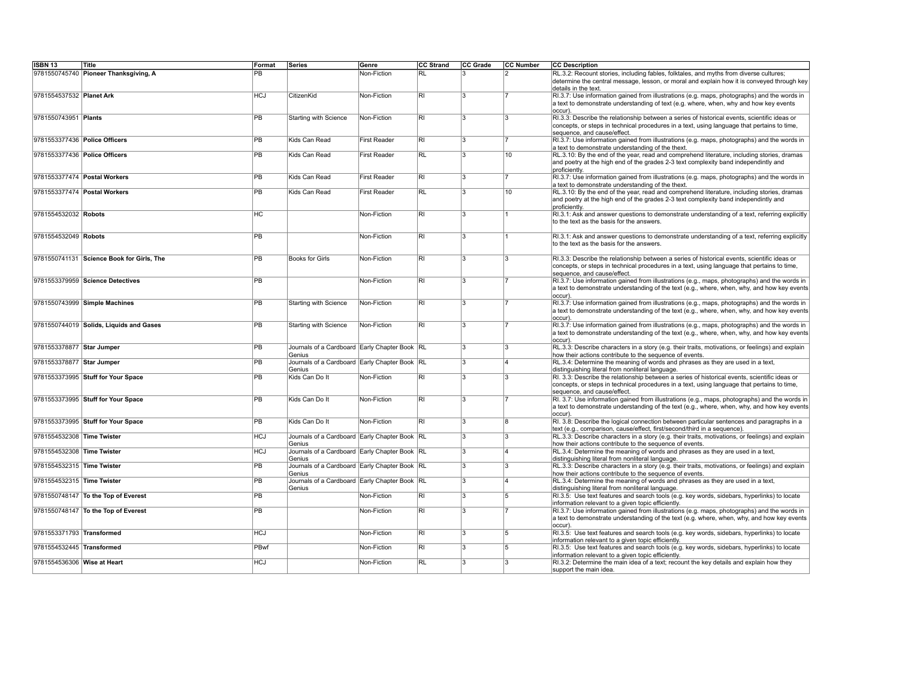| ISBN 13 | Title | Format | Series | Genre | CC Strand | CC Grade | CC Number | CC Description |
|---|---|---|---|---|---|---|---|---|
| 9781550745740 | **Pioneer Thanksgiving, A** | PB | | Non-Fiction | RL | 3 | 2 | RL.3.2: Recount stories, including fables, folktales, and myths from diverse cultures; determine the central message, lesson, or moral and explain how it is conveyed through key details in the text. |
| 9781554537532 | **Planet Ark** | HCJ | CitizenKid | Non-Fiction | RI | 3 | 7 | RI.3.7: Use information gained from illustrations (e.g. maps, photographs) and the words in a text to demonstrate understanding of text (e.g. where, when, why and how key events occur). |
| 9781550743951 | **Plants** | PB | Starting with Science | Non-Fiction | RI | 3 | 3 | RI.3.3: Describe the relationship between a series of historical events, scientific ideas or concepts, or steps in technical procedures in a text, using language that pertains to time, sequence, and cause/effect. |
| 9781553377436 | **Police Officers** | PB | Kids Can Read | First Reader | RI | 3 | 7 | RI.3.7: Use information gained from illustrations (e.g. maps, photographs) and the words in a text to demonstrate understanding of the thext. |
| 9781553377436 | **Police Officers** | PB | Kids Can Read | First Reader | RL | 3 | 10 | RL.3.10: By the end of the year, read and comprehend literature, including stories, dramas and poetry at the high end of the grades 2-3 text complexity band independently and proficiently. |
| 9781553377474 | **Postal Workers** | PB | Kids Can Read | First Reader | RI | 3 | 7 | RI.3.7: Use information gained from illustrations (e.g. maps, photographs) and the words in a text to demonstrate understanding of the thext. |
| 9781553377474 | **Postal Workers** | PB | Kids Can Read | First Reader | RL | 3 | 10 | RL.3.10: By the end of the year, read and comprehend literature, including stories, dramas and poetry at the high end of the grades 2-3 text complexity band independently and proficiently. |
| 9781554532032 | **Robots** | HC | | Non-Fiction | RI | 3 | 1 | RI.3.1: Ask and answer questions to demonstrate understanding of a text, referring explicitly to the text as the basis for the answers. |
| 9781554532049 | **Robots** | PB | | Non-Fiction | RI | 3 | 1 | RI.3.1: Ask and answer questions to demonstrate understanding of a text, referring explicitly to the text as the basis for the answers. |
| 9781550741131 | **Science Book for Girls, The** | PB | Books for Girls | Non-Fiction | RI | 3 | 3 | RI.3.3: Describe the relationship between a series of historical events, scientific ideas or concepts, or steps in technical procedures in a text, using language that pertains to time, sequence, and cause/effect. |
| 9781553379959 | **Science Detectives** | PB | | Non-Fiction | RI | 3 | 7 | RI.3.7: Use information gained from illustrations (e.g., maps, photographs) and the words in a text to demonstrate understanding of the text (e.g., where, when, why, and how key events occur). |
| 9781550743999 | **Simple Machines** | PB | Starting with Science | Non-Fiction | RI | 3 | 7 | RI.3.7: Use information gained from illustrations (e.g., maps, photographs) and the words in a text to demonstrate understanding of the text (e.g., where, when, why, and how key events occur). |
| 9781550744019 | **Solids, Liquids and Gases** | PB | Starting with Science | Non-Fiction | RI | 3 | 7 | RI.3.7: Use information gained from illustrations (e.g., maps, photographs) and the words in a text to demonstrate understanding of the text (e.g., where, when, why, and how key events occur). |
| 9781553378877 | **Star Jumper** | PB | Journals of a Cardboard Genius | Early Chapter Book | RL | 3 | 3 | RL.3.3: Describe characters in a story (e.g. their traits, motivations, or feelings) and explain how their actions contribute to the sequence of events. |
| 9781553378877 | **Star Jumper** | PB | Journals of a Cardboard Genius | Early Chapter Book | RL | 3 | 4 | RL.3.4: Determine the meaning of words and phrases as they are used in a text, distinguishing literal from nonliteral language. |
| 9781553373995 | **Stuff for Your Space** | PB | Kids Can Do It | Non-Fiction | RI | 3 | 3 | RI. 3.3: Describe the relationship between a series of historical events, scientific ideas or concepts, or steps in technical procedures in a text, using language that pertains to time, sequence, and cause/effect. |
| 9781553373995 | **Stuff for Your Space** | PB | Kids Can Do It | Non-Fiction | RI | 3 | 7 | RI. 3.7: Use information gained from illustrations (e.g., maps, photographs) and the words in a text to demonstrate understanding of the text (e.g., where, when, why, and how key events occur). |
| 9781553373995 | **Stuff for Your Space** | PB | Kids Can Do It | Non-Fiction | RI | 3 | 8 | RI. 3.8: Describe the logical connection between particular sentences and paragraphs in a text (e.g., comparison, cause/effect, first/second/third in a sequence). |
| 9781554532308 | **Time Twister** | HCJ | Journals of a Cardboard Genius | Early Chapter Book | RL | 3 | 3 | RL.3.3: Describe characters in a story (e.g. their traits, motivations, or feelings) and explain how their actions contribute to the sequence of events. |
| 9781554532308 | **Time Twister** | HCJ | Journals of a Cardboard Genius | Early Chapter Book | RL | 3 | 4 | RL.3.4: Determine the meaning of words and phrases as they are used in a text, distinguishing literal from nonliteral language. |
| 9781554532315 | **Time Twister** | PB | Journals of a Cardboard Genius | Early Chapter Book | RL | 3 | 3 | RL.3.3: Describe characters in a story (e.g. their traits, motivations, or feelings) and explain how their actions contribute to the sequence of events. |
| 9781554532315 | **Time Twister** | PB | Journals of a Cardboard Genius | Early Chapter Book | RL | 3 | 4 | RL.3.4: Determine the meaning of words and phrases as they are used in a text, distinguishing literal from nonliteral language. |
| 9781550748147 | **To the Top of Everest** | PB | | Non-Fiction | RI | 3 | 5 | RI.3.5: Use text features and search tools (e.g. key words, sidebars, hyperlinks) to locate information relevant to a given topic efficiently. |
| 9781550748147 | **To the Top of Everest** | PB | | Non-Fiction | RI | 3 | 7 | RI.3.7: Use information gained from illustrations (e.g. maps, photographs) and the words in a text to demonstrate understanding of the text (e.g. where, when, why, and how key events occur). |
| 9781553371793 | **Transformed** | HCJ | | Non-Fiction | RI | 3 | 5 | RI.3.5: Use text features and search tools (e.g. key words, sidebars, hyperlinks) to locate information relevant to a given topic efficiently. |
| 9781554532445 | **Transformed** | PBwf | | Non-Fiction | RI | 3 | 5 | RI.3.5: Use text features and search tools (e.g. key words, sidebars, hyperlinks) to locate information relevant to a given topic efficiently. |
| 9781554536306 | **Wise at Heart** | HCJ | | Non-Fiction | RL | 3 | 3 | RI.3.2: Determine the main idea of a text; recount the key details and explain how they support the main idea. |